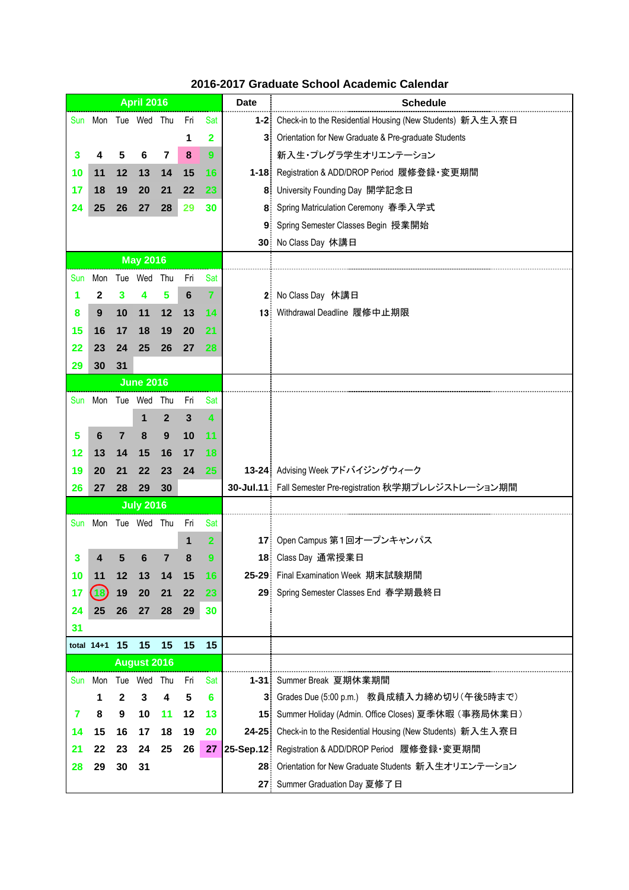# 2016-2017 Graduate School Academic Calendar

| April 2016 | | | | | | | Date | Schedule |
|---|---|---|---|---|---|---|---|---|
| Sun | Mon | Tue | Wed | Thu | Fri | Sat | 1-2 | Check-in to the Residential Housing (New Students) 新入生入寮日 |
| | | | | | 1 | 2 | 3 | Orientation for New Graduate & Pre-graduate Students |
| 3 | 4 | 5 | 6 | 7 | 8 | 9 | | 新入生・プレグラ学生オリエンテーション |
| 10 | 11 | 12 | 13 | 14 | 15 | 16 | 1-18 | Registration & ADD/DROP Period 履修登録・変更期間 |
| 17 | 18 | 19 | 20 | 21 | 22 | 23 | 8 | University Founding Day 開学記念日 |
| 24 | 25 | 26 | 27 | 28 | 29 | 30 | 8 | Spring Matriculation Ceremony 春季入学式 |
| | | | | | | | 9 | Spring Semester Classes Begin 授業開始 |
| | | | | | | | 30 | No Class Day 休講日 |
| **May 2016** | | | | | | | | |
| Sun | Mon | Tue | Wed | Thu | Fri | Sat | | |
| 1 | 2 | 3 | 4 | 5 | 6 | 7 | 2 | No Class Day 休講日 |
| 8 | 9 | 10 | 11 | 12 | 13 | 14 | 13 | Withdrawal Deadline 履修中止期限 |
| 15 | 16 | 17 | 18 | 19 | 20 | 21 | | |
| 22 | 23 | 24 | 25 | 26 | 27 | 28 | | |
| 29 | 30 | 31 | | | | | | |
| **June 2016** | | | | | | | | |
| Sun | Mon | Tue | Wed | Thu | Fri | Sat | | |
| | | | 1 | 2 | 3 | 4 | | |
| 5 | 6 | 7 | 8 | 9 | 10 | 11 | | |
| 12 | 13 | 14 | 15 | 16 | 17 | 18 | | |
| 19 | 20 | 21 | 22 | 23 | 24 | 25 | 13-24 | Advising Week アドバイジングウィーク |
| 26 | 27 | 28 | 29 | 30 | | | 30-Jul.11 | Fall Semester Pre-registration 秋学期プレレジストレーション期間 |
| **July 2016** | | | | | | | | |
| Sun | Mon | Tue | Wed | Thu | Fri | Sat | | |
| | | | | | 1 | 2 | 17 | Open Campus 第１回オープンキャンパス |
| 3 | 4 | 5 | 6 | 7 | 8 | 9 | 18 | Class Day 通常授業日 |
| 10 | 11 | 12 | 13 | 14 | 15 | 16 | 25-29 | Final Examination Week 期末試験期間 |
| 17 | 18 | 19 | 20 | 21 | 22 | 23 | 29 | Spring Semester Classes End 春学期最終日 |
| 24 | 25 | 26 | 27 | 28 | 29 | 30 | | |
| 31 | | | | | | | | |
| total | 14+1 | 15 | 15 | 15 | 15 | 15 | | |
| **August 2016** | | | | | | | | |
| Sun | Mon | Tue | Wed | Thu | Fri | Sat | 1-31 | Summer Break 夏期休業期間 |
| | 1 | 2 | 3 | 4 | 5 | 6 | 3 | Grades Due (5:00 p.m.) 教員成績入力締め切り（午後5時まで） |
| 7 | 8 | 9 | 10 | 11 | 12 | 13 | 15 | Summer Holiday (Admin. Office Closes) 夏季休暇（事務局休業日） |
| 14 | 15 | 16 | 17 | 18 | 19 | 20 | 24-25 | Check-in to the Residential Housing (New Students) 新入生入寮日 |
| 21 | 22 | 23 | 24 | 25 | 26 | 27 | 25-Sep.12 | Registration & ADD/DROP Period 履修登録・変更期間 |
| 28 | 29 | 30 | 31 | | | | 28 | Orientation for New Graduate Students 新入生オリエンテーション |
| | | | | | | | 27 | Summer Graduation Day 夏修了日 |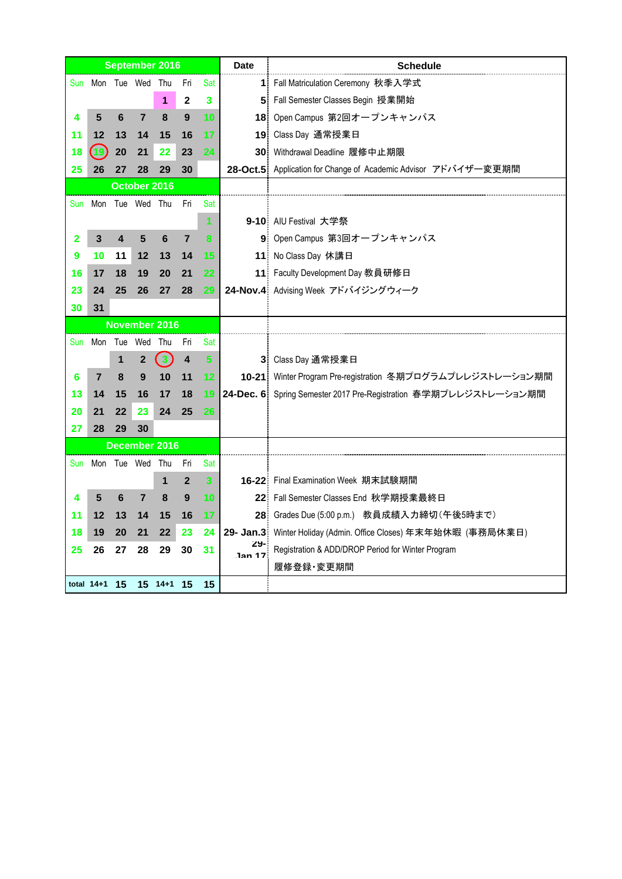| September 2016 | | | | | | | Date | Schedule |
|---|---|---|---|---|---|---|---|---|
| Sun | Mon | Tue | Wed | Thu | Fri | Sat | 1 | Fall Matriculation Ceremony 秋季入学式 |
| | | | | 1 | 2 | 3 | 5 | Fall Semester Classes Begin 授業開始 |
| 4 | 5 | 6 | 7 | 8 | 9 | 10 | 18 | Open Campus 第2回オープンキャンパス |
| 11 | 12 | 13 | 14 | 15 | 16 | 17 | 19 | Class Day 通常授業日 |
| 18 | 19 | 20 | 21 | 22 | 23 | 24 | 30 | Withdrawal Deadline 履修中止期限 |
| 25 | 26 | 27 | 28 | 29 | 30 | | 28-Oct.5 | Application for Change of Academic Advisor アドバイザー変更期間 |
| **October 2016** | | | | | | | | |
| Sun | Mon | Tue | Wed | Thu | Fri | Sat | | |
| | | | | | | 1 | 9-10 | AIU Festival 大学祭 |
| 2 | 3 | 4 | 5 | 6 | 7 | 8 | 9 | Open Campus 第3回オープンキャンパス |
| 9 | 10 | 11 | 12 | 13 | 14 | 15 | 11 | No Class Day 休講日 |
| 16 | 17 | 18 | 19 | 20 | 21 | 22 | 11 | Faculty Development Day 教員研修日 |
| 23 | 24 | 25 | 26 | 27 | 28 | 29 | 24-Nov.4 | Advising Week アドバイジングウィーク |
| 30 | 31 | | | | | | | |
| **November 2016** | | | | | | | | |
| Sun | Mon | Tue | Wed | Thu | Fri | Sat | | |
| | | 1 | 2 | 3 | 4 | 5 | 3 | Class Day 通常授業日 |
| 6 | 7 | 8 | 9 | 10 | 11 | 12 | 10-21 | Winter Program Pre-registration 冬期プログラムプレレジストレーション期間 |
| 13 | 14 | 15 | 16 | 17 | 18 | 19 | 24-Dec. 6 | Spring Semester 2017 Pre-Registration 春学期プレレジストレーション期間 |
| 20 | 21 | 22 | 23 | 24 | 25 | 26 | | |
| 27 | 28 | 29 | 30 | | | | | |
| **December 2016** | | | | | | | | |
| Sun | Mon | Tue | Wed | Thu | Fri | Sat | | |
| | | | | 1 | 2 | 3 | 16-22 | Final Examination Week 期末試験期間 |
| 4 | 5 | 6 | 7 | 8 | 9 | 10 | 22 | Fall Semester Classes End 秋学期授業最終日 |
| 11 | 12 | 13 | 14 | 15 | 16 | 17 | 28 | Grades Due (5:00 p.m.) 教員成績入力締切(午後5時まで) |
| 18 | 19 | 20 | 21 | 22 | 23 | 24 | 29- Jan.3 | Winter Holiday (Admin. Office Closes) 年末年始休暇 (事務局休業日) |
| 25 | 26 | 27 | 28 | 29 | 30 | 31 | 29-Jan 17 | Registration & ADD/DROP Period for Winter Program 履修登録・変更期間 |
| total | 14+1 | 15 | 15 | 14+1 | 15 | 15 | | |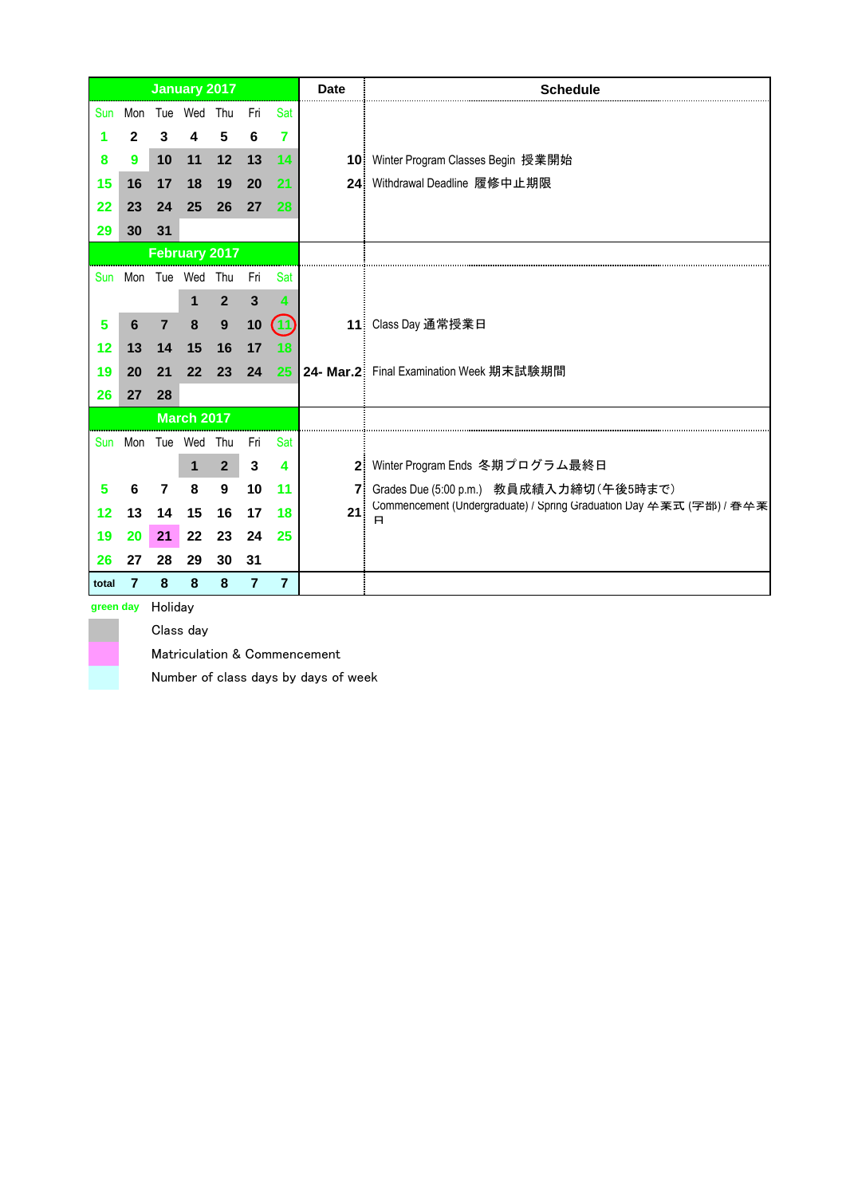| January 2017 | | | | | | | Date | Schedule |
|---|---|---|---|---|---|---|---|---|
| Sun | Mon | Tue | Wed | Thu | Fri | Sat | | |
| 1 | 2 | 3 | 4 | 5 | 6 | 7 | | |
| 8 | 9 | 10 | 11 | 12 | 13 | 14 | 10 | Winter Program Classes Begin 授業開始 |
| 15 | 16 | 17 | 18 | 19 | 20 | 21 | 24 | Withdrawal Deadline 履修中止期限 |
| 22 | 23 | 24 | 25 | 26 | 27 | 28 | | |
| 29 | 30 | 31 | | | | | | |
| **February 2017** | | | | | | | | |
| Sun | Mon | Tue | Wed | Thu | Fri | Sat | | |
| | | | 1 | 2 | 3 | 4 | | |
| 5 | 6 | 7 | 8 | 9 | 10 | 11 | 11 | Class Day 通常授業日 |
| 12 | 13 | 14 | 15 | 16 | 17 | 18 | | |
| 19 | 20 | 21 | 22 | 23 | 24 | 25 | 24- Mar.2 | Final Examination Week 期末試験期間 |
| 26 | 27 | 28 | | | | | | |
| **March 2017** | | | | | | | | |
| Sun | Mon | Tue | Wed | Thu | Fri | Sat | | |
| | | | 1 | 2 | 3 | 4 | 2 | Winter Program Ends 冬期プログラム最終日 |
| 5 | 6 | 7 | 8 | 9 | 10 | 11 | 7 | Grades Due (5:00 p.m.) 教員成績入力締切(午後5時まで) |
| 12 | 13 | 14 | 15 | 16 | 17 | 18 | 21 | Commencement (Undergraduate) / Spring Graduation Day 卒業式 (学部) / 春卒業日 |
| 19 | 20 | 21 | 22 | 23 | 24 | 25 | | |
| 26 | 27 | 28 | 29 | 30 | 31 | | | |
| total | 7 | 8 | 8 | 8 | 7 | 7 | | |

green day: Holiday

(gray): Class day

(pink): Matriculation & Commencement

(light blue): Number of class days by days of week